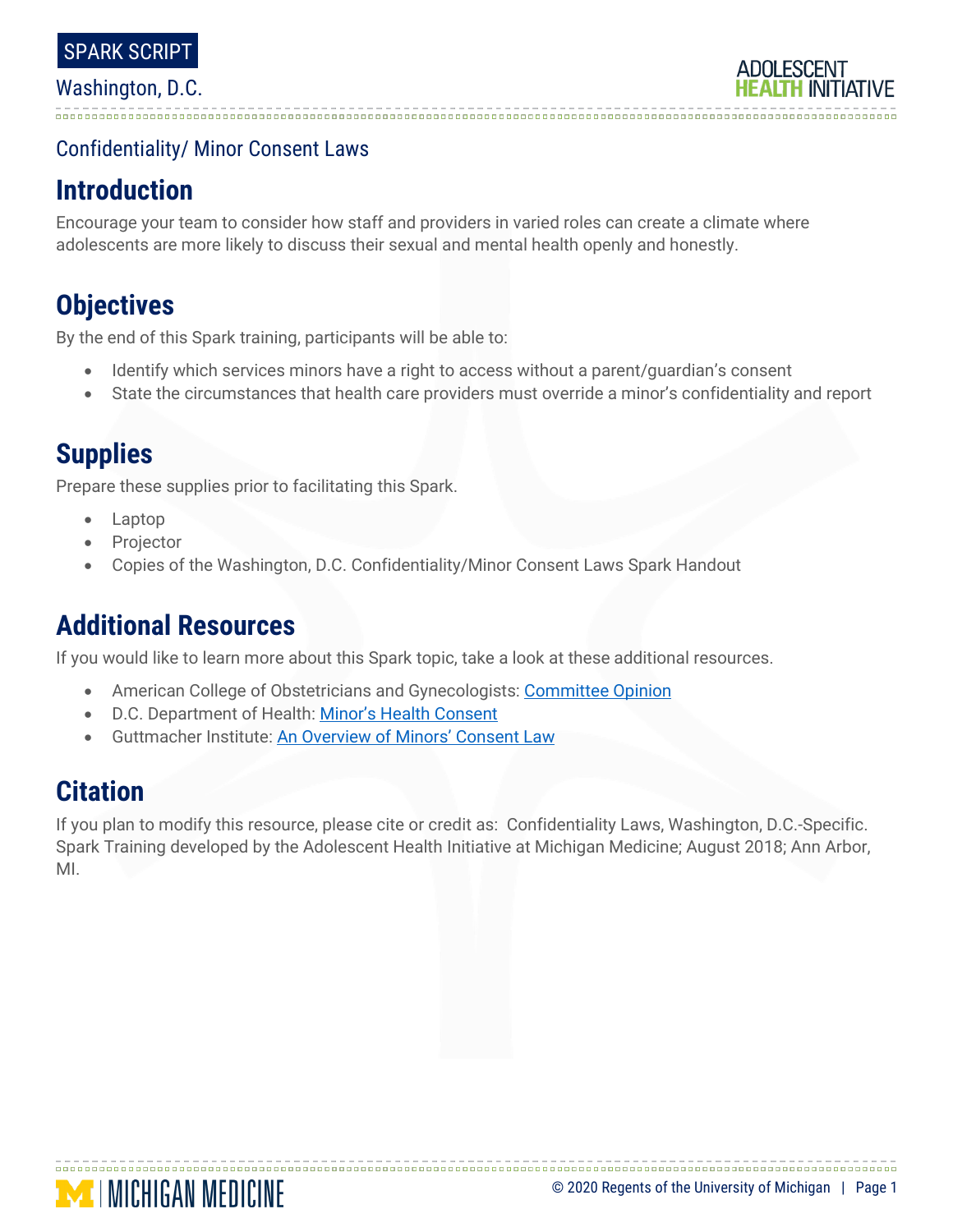SPARK SCRIPT

Washington, D.C.

Confidentiality/ Minor Consent Laws

## Introduction

Encourage your team to consider how staff and providers in varied roles can create a climate where adolescents are more likely to discuss their sexual and mental health openly and honestly.

## Objectives

By the end of this Spark training, participants will be able to:

- Identify which services minors have a right to access without a parent/guardian's consent
- State the circumstances that health care providers must override a minor's confidentiality and report

## Supplies

Prepare these supplies prior to facilitating this Spark.

- Laptop
- Projector
- Copies of the Washington, D.C. Confidentiality/Minor Consent Laws Spark Handout

## Additional Resources

If you would like to learn more about this Spark topic, take a look at these additional resources.

- American College of Obstetricians and Gynecologists: Committee Opinion
- D.C. Department of Health: Minor's Health Consent
- Guttmacher Institute: An Overview of Minors' Consent Law

## Citation

If you plan to modify this resource, please cite or credit as: Confidentiality Laws, Washington, D.C.-Specific. Spark Training developed by the Adolescent Health Initiative at Michigan Medicine; August 2018; Ann Arbor, MI.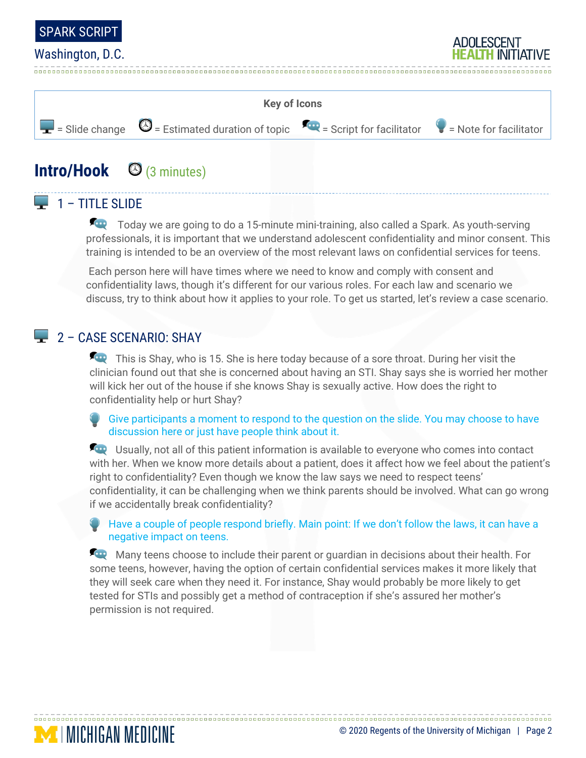**Key of Icons**

= Slide change = Estimated duration of topic = Script for facilitator = Note for facilitator

## Intro/Hook (3 minutes)

### 1 – TITLE SLIDE

Today we are going to do a 15-minute mini-training, also called a Spark. As youth-serving professionals, it is important that we understand adolescent confidentiality and minor consent. This training is intended to be an overview of the most relevant laws on confidential services for teens.

Each person here will have times where we need to know and comply with consent and confidentiality laws, though it's different for our various roles. For each law and scenario we discuss, try to think about how it applies to your role. To get us started, let's review a case scenario.

### 2 – CASE SCENARIO: SHAY

This is Shay, who is 15. She is here today because of a sore throat. During her visit the clinician found out that she is concerned about having an STI. Shay says she is worried her mother will kick her out of the house if she knows Shay is sexually active. How does the right to confidentiality help or hurt Shay?

*Give participants a moment to respond to the question on the slide. You may choose to have discussion here or just have people think about it.*

Usually, not all of this patient information is available to everyone who comes into contact with her. When we know more details about a patient, does it affect how we feel about the patient's right to confidentiality? Even though we know the law says we need to respect teens' confidentiality, it can be challenging when we think parents should be involved. What can go wrong if we accidentally break confidentiality?

*Have a couple of people respond briefly. Main point: If we don't follow the laws, it can have a negative impact on teens.*

Many teens choose to include their parent or guardian in decisions about their health. For some teens, however, having the option of certain confidential services makes it more likely that they will seek care when they need it. For instance, Shay would probably be more likely to get tested for STIs and possibly get a method of contraception if she's assured her mother's permission is not required.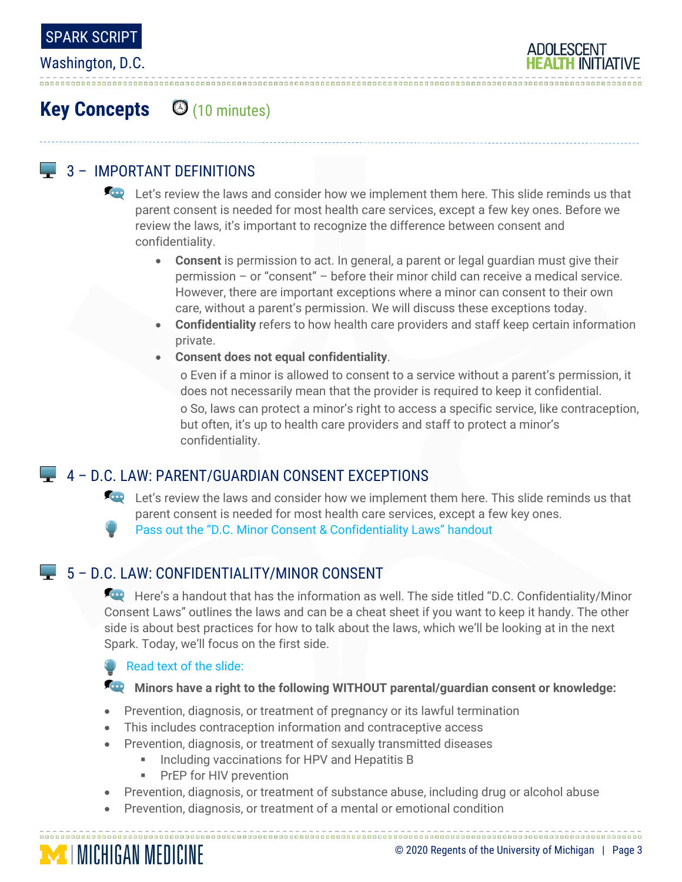## Key Concepts (10 minutes)

### 3 – IMPORTANT DEFINITIONS

Let's review the laws and consider how we implement them here. This slide reminds us that parent consent is needed for most health care services, except a few key ones. Before we review the laws, it's important to recognize the difference between consent and confidentiality.

- **Consent** is permission to act. In general, a parent or legal guardian must give their permission – or "consent" – before their minor child can receive a medical service. However, there are important exceptions where a minor can consent to their own care, without a parent's permission. We will discuss these exceptions today.
- **Confidentiality** refers to how health care providers and staff keep certain information private.
- **Consent does not equal confidentiality**.
  - Even if a minor is allowed to consent to a service without a parent's permission, it does not necessarily mean that the provider is required to keep it confidential.
  - So, laws can protect a minor's right to access a specific service, like contraception, but often, it's up to health care providers and staff to protect a minor's confidentiality.

### 4 – D.C. LAW: PARENT/GUARDIAN CONSENT EXCEPTIONS

Let's review the laws and consider how we implement them here. This slide reminds us that parent consent is needed for most health care services, except a few key ones.

Pass out the "D.C. Minor Consent & Confidentiality Laws" handout

### 5 – D.C. LAW: CONFIDENTIALITY/MINOR CONSENT

Here's a handout that has the information as well. The side titled "D.C. Confidentiality/Minor Consent Laws" outlines the laws and can be a cheat sheet if you want to keep it handy. The other side is about best practices for how to talk about the laws, which we'll be looking at in the next Spark. Today, we'll focus on the first side.

Read text of the slide:

**Minors have a right to the following WITHOUT parental/guardian consent or knowledge:**

- Prevention, diagnosis, or treatment of pregnancy or its lawful termination
- This includes contraception information and contraceptive access
- Prevention, diagnosis, or treatment of sexually transmitted diseases
  - Including vaccinations for HPV and Hepatitis B
  - PrEP for HIV prevention
- Prevention, diagnosis, or treatment of substance abuse, including drug or alcohol abuse
- Prevention, diagnosis, or treatment of a mental or emotional condition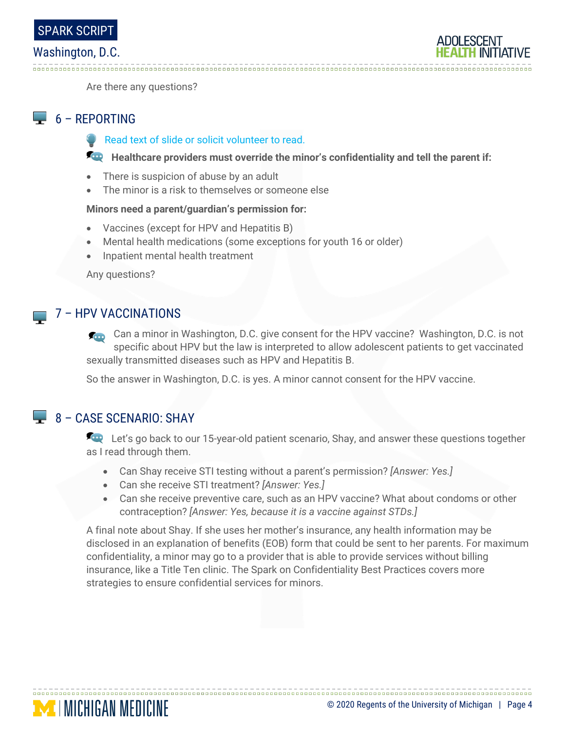Are there any questions?

## 6 – REPORTING

Read text of slide or solicit volunteer to read.

**Healthcare providers must override the minor's confidentiality and tell the parent if:**

- There is suspicion of abuse by an adult
- The minor is a risk to themselves or someone else

**Minors need a parent/guardian's permission for:**

- Vaccines (except for HPV and Hepatitis B)
- Mental health medications (some exceptions for youth 16 or older)
- Inpatient mental health treatment

Any questions?

## 7 – HPV VACCINATIONS

Can a minor in Washington, D.C. give consent for the HPV vaccine? Washington, D.C. is not specific about HPV but the law is interpreted to allow adolescent patients to get vaccinated sexually transmitted diseases such as HPV and Hepatitis B.

So the answer in Washington, D.C. is yes. A minor cannot consent for the HPV vaccine.

## 8 – CASE SCENARIO: SHAY

Let's go back to our 15-year-old patient scenario, Shay, and answer these questions together as I read through them.

- Can Shay receive STI testing without a parent's permission? *[Answer: Yes.]*
- Can she receive STI treatment? *[Answer: Yes.]*
- Can she receive preventive care, such as an HPV vaccine? What about condoms or other contraception? *[Answer: Yes, because it is a vaccine against STDs.]*

A final note about Shay. If she uses her mother's insurance, any health information may be disclosed in an explanation of benefits (EOB) form that could be sent to her parents. For maximum confidentiality, a minor may go to a provider that is able to provide services without billing insurance, like a Title Ten clinic. The Spark on Confidentiality Best Practices covers more strategies to ensure confidential services for minors.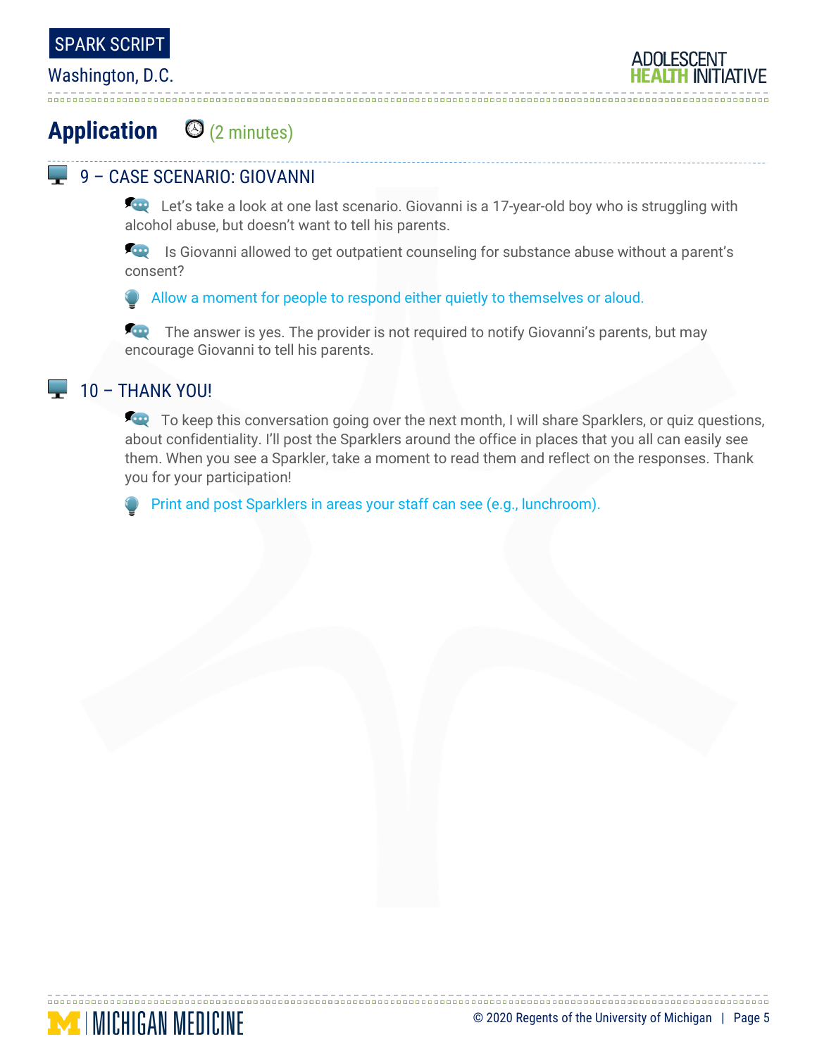## Application (2 minutes)

### 9 – CASE SCENARIO: GIOVANNI

Let's take a look at one last scenario. Giovanni is a 17-year-old boy who is struggling with alcohol abuse, but doesn't want to tell his parents.

Is Giovanni allowed to get outpatient counseling for substance abuse without a parent's consent?

Allow a moment for people to respond either quietly to themselves or aloud.

The answer is yes. The provider is not required to notify Giovanni's parents, but may encourage Giovanni to tell his parents.

### 10 – THANK YOU!

To keep this conversation going over the next month, I will share Sparklers, or quiz questions, about confidentiality. I'll post the Sparklers around the office in places that you all can easily see them. When you see a Sparkler, take a moment to read them and reflect on the responses. Thank you for your participation!

Print and post Sparklers in areas your staff can see (e.g., lunchroom).